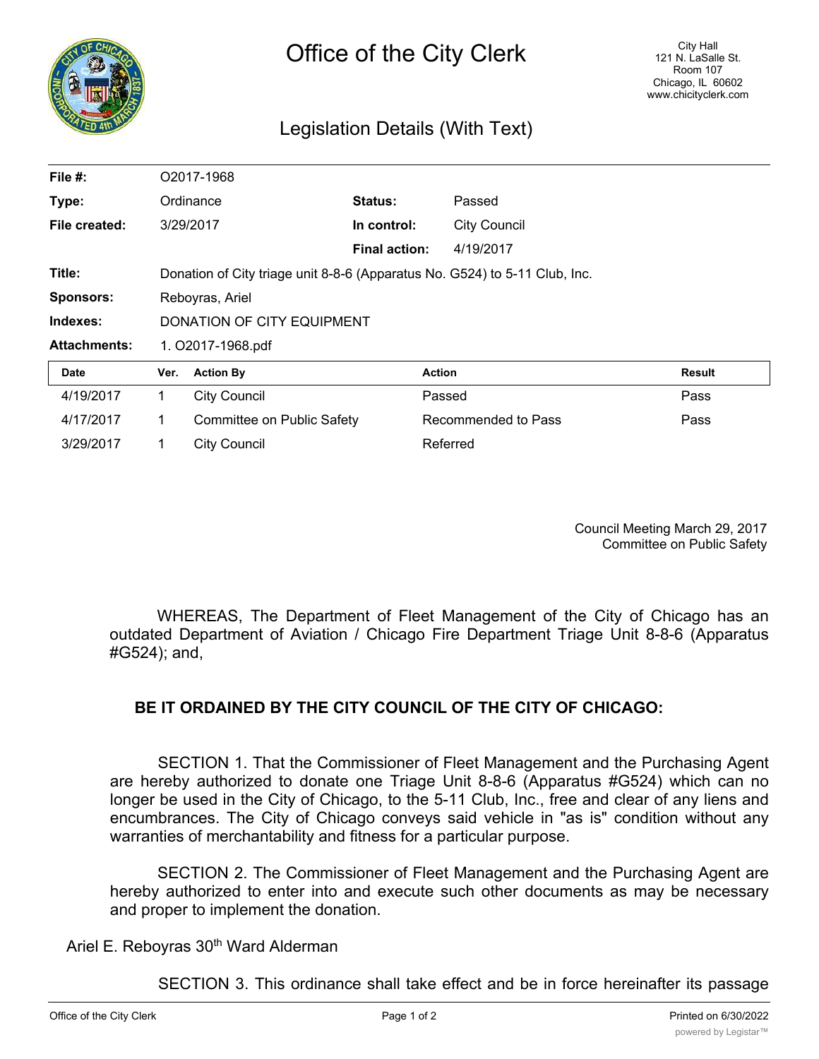# Office of the City Clerk

City Hall
121 N. LaSalle St.
Room 107
Chicago, IL 60602
www.chicityclerk.com

## Legislation Details (With Text)

| | | | |
|---|---|---|---|
| **File #:** | O2017-1968 | | |
| **Type:** | Ordinance | **Status:** | Passed |
| **File created:** | 3/29/2017 | **In control:** | City Council |
| | | **Final action:** | 4/19/2017 |
| **Title:** | Donation of City triage unit 8-8-6 (Apparatus No. G524) to 5-11 Club, Inc. | | |
| **Sponsors:** | Reboyras, Ariel | | |
| **Indexes:** | DONATION OF CITY EQUIPMENT | | |
| **Attachments:** | 1. O2017-1968.pdf | | |

| Date | Ver. | Action By | Action | Result |
|---|---|---|---|---|
| 4/19/2017 | 1 | City Council | Passed | Pass |
| 4/17/2017 | 1 | Committee on Public Safety | Recommended to Pass | Pass |
| 3/29/2017 | 1 | City Council | Referred | |

Council Meeting March 29, 2017
Committee on Public Safety

WHEREAS, The Department of Fleet Management of the City of Chicago has an outdated Department of Aviation / Chicago Fire Department Triage Unit 8-8-6 (Apparatus #G524); and,

**BE IT ORDAINED BY THE CITY COUNCIL OF THE CITY OF CHICAGO:**

SECTION 1. That the Commissioner of Fleet Management and the Purchasing Agent are hereby authorized to donate one Triage Unit 8-8-6 (Apparatus #G524) which can no longer be used in the City of Chicago, to the 5-11 Club, Inc., free and clear of any liens and encumbrances. The City of Chicago conveys said vehicle in "as is" condition without any warranties of merchantability and fitness for a particular purpose.

SECTION 2. The Commissioner of Fleet Management and the Purchasing Agent are hereby authorized to enter into and execute such other documents as may be necessary and proper to implement the donation.

Ariel E. Reboyras 30th Ward Alderman

SECTION 3. This ordinance shall take effect and be in force hereinafter its passage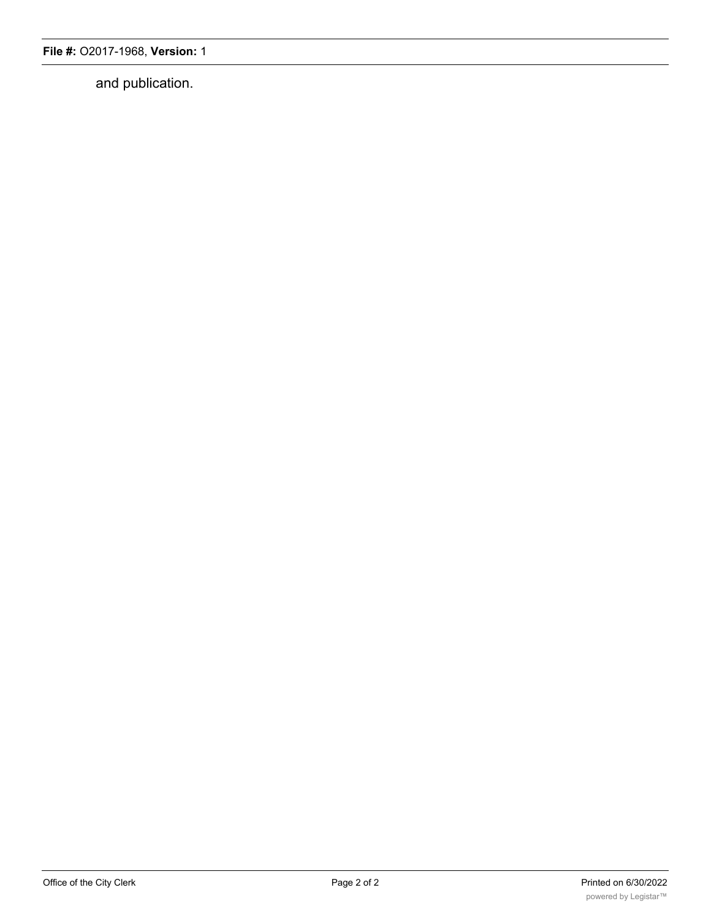and publication.